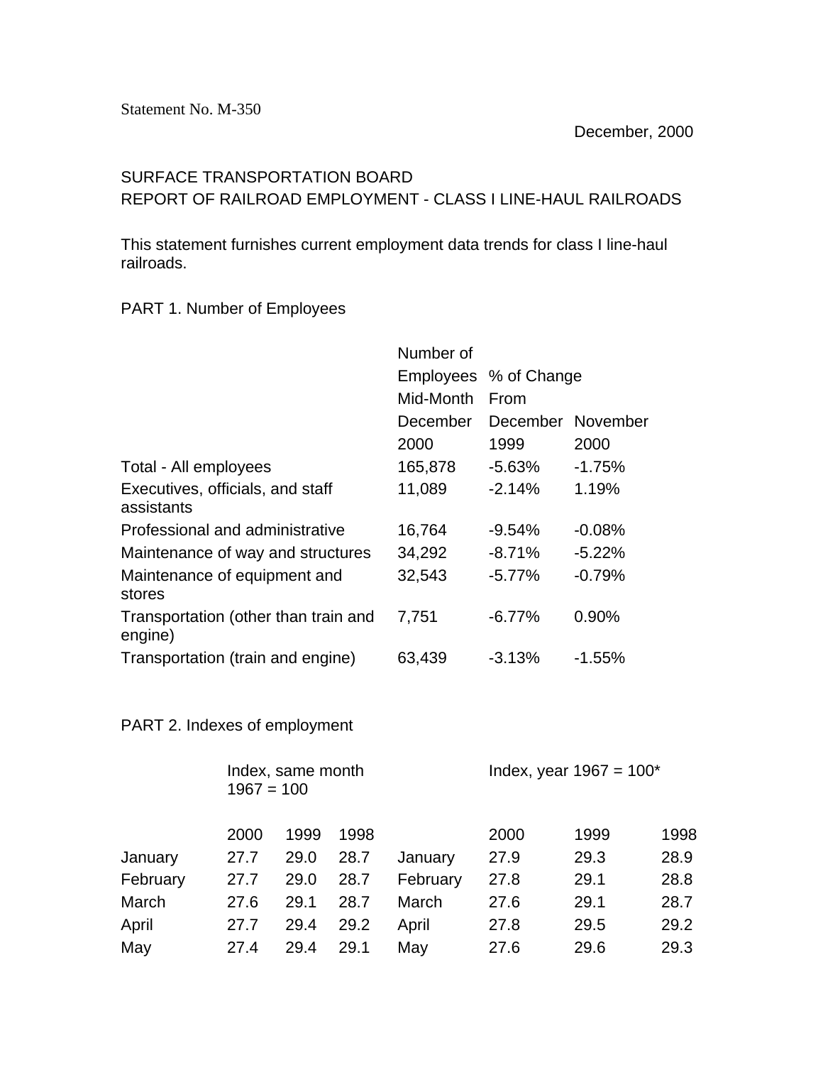Statement No. M-350

December, 2000

SURFACE TRANSPORTATION BOARD
REPORT OF RAILROAD EMPLOYMENT - CLASS I LINE-HAUL RAILROADS

This statement furnishes current employment data trends for class I line-haul railroads.

PART 1. Number of Employees

| | Number of Employees Mid-Month December 2000 | % of Change From December 1999 | November 2000 |
|---|---|---|---|
| Total - All employees | 165,878 | -5.63% | -1.75% |
| Executives, officials, and staff assistants | 11,089 | -2.14% | 1.19% |
| Professional and administrative | 16,764 | -9.54% | -0.08% |
| Maintenance of way and structures | 34,292 | -8.71% | -5.22% |
| Maintenance of equipment and stores | 32,543 | -5.77% | -0.79% |
| Transportation (other than train and engine) | 7,751 | -6.77% | 0.90% |
| Transportation (train and engine) | 63,439 | -3.13% | -1.55% |

PART 2. Indexes of employment

| | Index, same month 1967 = 100 | | | | Index, year 1967 = 100* | | |
|---|---|---|---|---|---|---|---|
| | 2000 | 1999 | 1998 | | 2000 | 1999 | 1998 |
| January | 27.7 | 29.0 | 28.7 | January | 27.9 | 29.3 | 28.9 |
| February | 27.7 | 29.0 | 28.7 | February | 27.8 | 29.1 | 28.8 |
| March | 27.6 | 29.1 | 28.7 | March | 27.6 | 29.1 | 28.7 |
| April | 27.7 | 29.4 | 29.2 | April | 27.8 | 29.5 | 29.2 |
| May | 27.4 | 29.4 | 29.1 | May | 27.6 | 29.6 | 29.3 |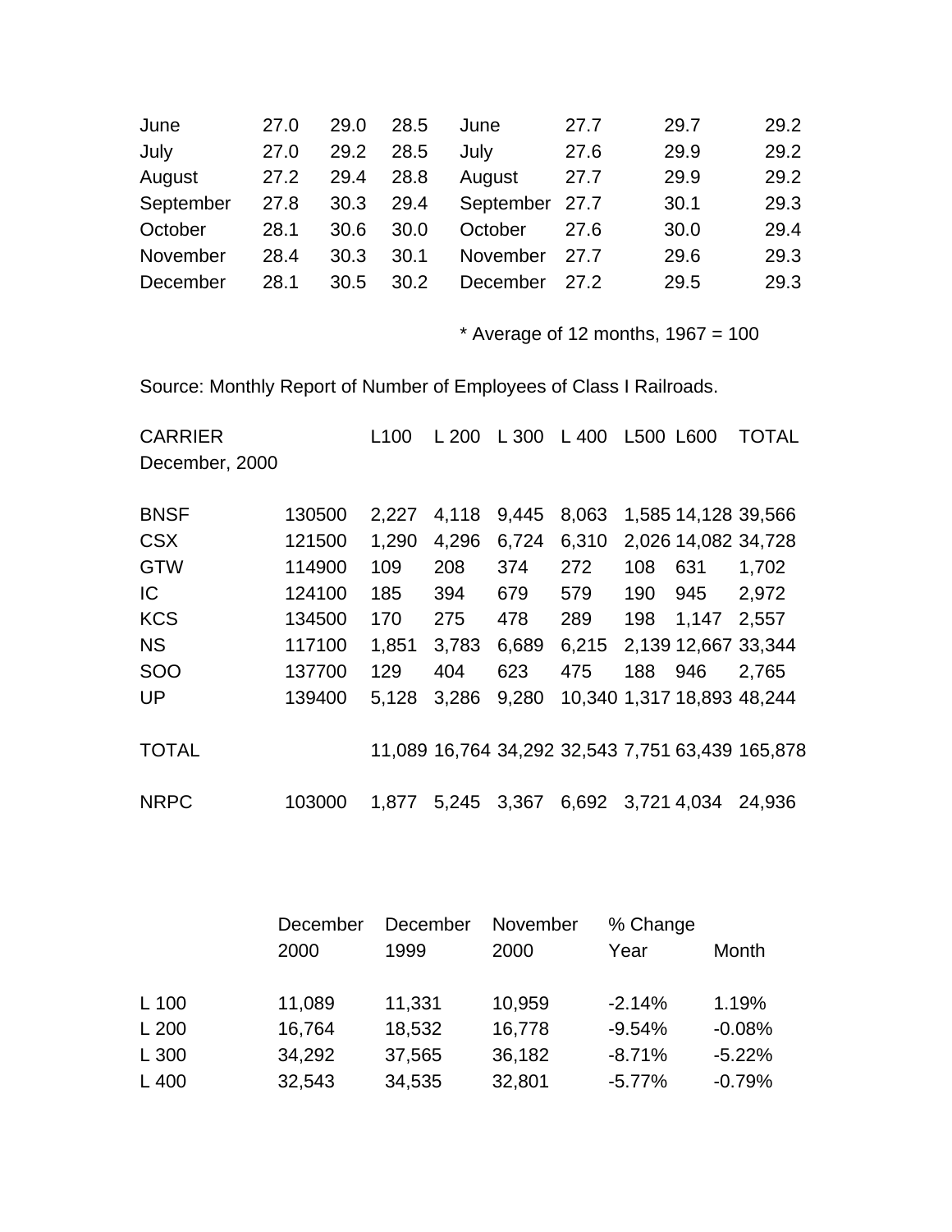| | | | | | | | |
|---|---|---|---|---|---|---|---|
| June | 27.0 | 29.0 | 28.5 | June | 27.7 | 29.7 | 29.2 |
| July | 27.0 | 29.2 | 28.5 | July | 27.6 | 29.9 | 29.2 |
| August | 27.2 | 29.4 | 28.8 | August | 27.7 | 29.9 | 29.2 |
| September | 27.8 | 30.3 | 29.4 | September | 27.7 | 30.1 | 29.3 |
| October | 28.1 | 30.6 | 30.0 | October | 27.6 | 30.0 | 29.4 |
| November | 28.4 | 30.3 | 30.1 | November | 27.7 | 29.6 | 29.3 |
| December | 28.1 | 30.5 | 30.2 | December | 27.2 | 29.5 | 29.3 |

* Average of 12 months, 1967 = 100

Source: Monthly Report of Number of Employees of Class I Railroads.

| CARRIER December, 2000 | | L100 | L 200 | L 300 | L 400 | L500 | L600 | TOTAL |
|---|---|---|---|---|---|---|---|---|
| BNSF | 130500 | 2,227 | 4,118 | 9,445 | 8,063 | 1,585 | 14,128 | 39,566 |
| CSX | 121500 | 1,290 | 4,296 | 6,724 | 6,310 | 2,026 | 14,082 | 34,728 |
| GTW | 114900 | 109 | 208 | 374 | 272 | 108 | 631 | 1,702 |
| IC | 124100 | 185 | 394 | 679 | 579 | 190 | 945 | 2,972 |
| KCS | 134500 | 170 | 275 | 478 | 289 | 198 | 1,147 | 2,557 |
| NS | 117100 | 1,851 | 3,783 | 6,689 | 6,215 | 2,139 | 12,667 | 33,344 |
| SOO | 137700 | 129 | 404 | 623 | 475 | 188 | 946 | 2,765 |
| UP | 139400 | 5,128 | 3,286 | 9,280 | 10,340 | 1,317 | 18,893 | 48,244 |
| TOTAL | | 11,089 | 16,764 | 34,292 | 32,543 | 7,751 | 63,439 | 165,878 |
| NRPC | 103000 | 1,877 | 5,245 | 3,367 | 6,692 | 3,721 | 4,034 | 24,936 |

| | December 2000 | December 1999 | November 2000 | % Change Year | Month |
|---|---|---|---|---|---|
| L 100 | 11,089 | 11,331 | 10,959 | -2.14% | 1.19% |
| L 200 | 16,764 | 18,532 | 16,778 | -9.54% | -0.08% |
| L 300 | 34,292 | 37,565 | 36,182 | -8.71% | -5.22% |
| L 400 | 32,543 | 34,535 | 32,801 | -5.77% | -0.79% |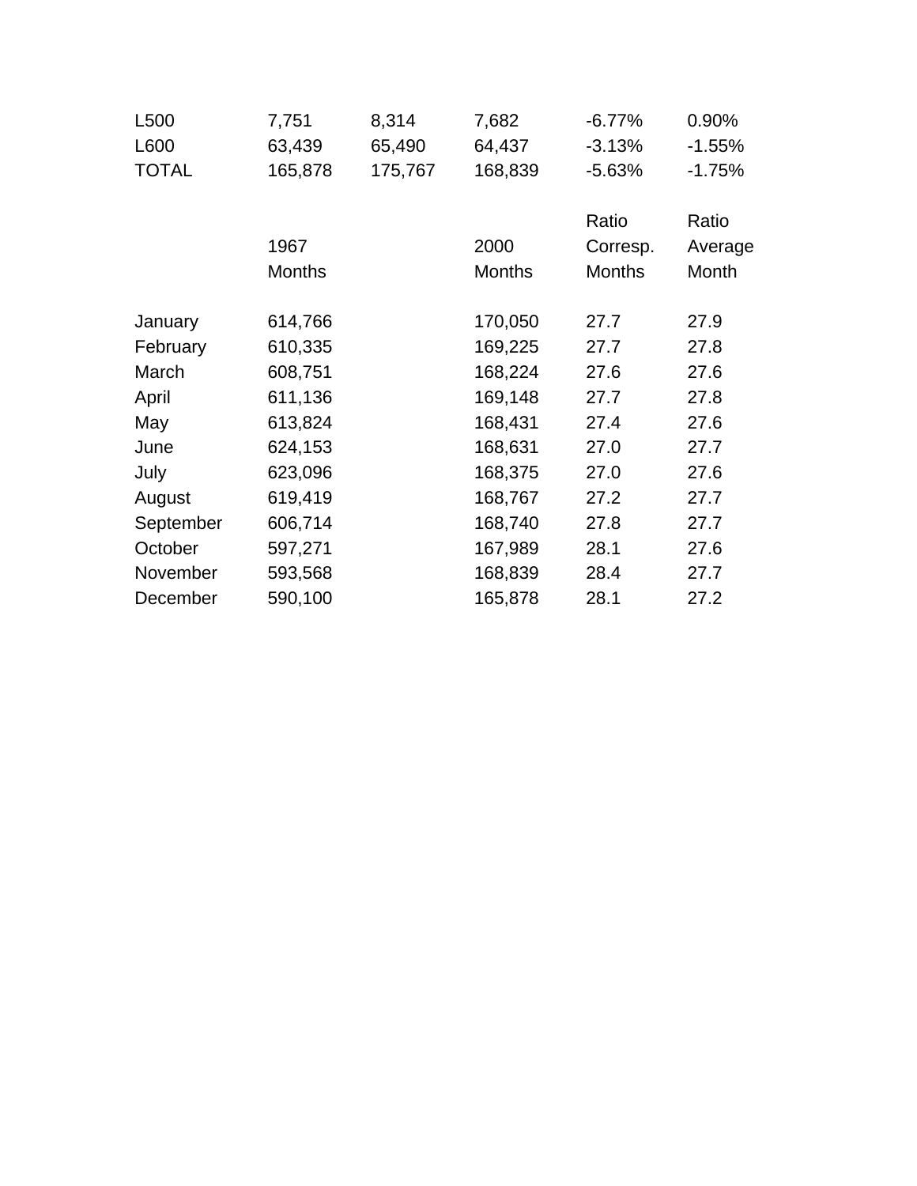| | | | | | |
|---|---|---|---|---|---|
| L500 | 7,751 | 8,314 | 7,682 | -6.77% | 0.90% |
| L600 | 63,439 | 65,490 | 64,437 | -3.13% | -1.55% |
| TOTAL | 165,878 | 175,767 | 168,839 | -5.63% | -1.75% |

| | 1967 Months | | 2000 Months | Ratio Corresp. Months | Ratio Average Month |
|---|---|---|---|---|---|
| January | 614,766 | | 170,050 | 27.7 | 27.9 |
| February | 610,335 | | 169,225 | 27.7 | 27.8 |
| March | 608,751 | | 168,224 | 27.6 | 27.6 |
| April | 611,136 | | 169,148 | 27.7 | 27.8 |
| May | 613,824 | | 168,431 | 27.4 | 27.6 |
| June | 624,153 | | 168,631 | 27.0 | 27.7 |
| July | 623,096 | | 168,375 | 27.0 | 27.6 |
| August | 619,419 | | 168,767 | 27.2 | 27.7 |
| September | 606,714 | | 168,740 | 27.8 | 27.7 |
| October | 597,271 | | 167,989 | 28.1 | 27.6 |
| November | 593,568 | | 168,839 | 28.4 | 27.7 |
| December | 590,100 | | 165,878 | 28.1 | 27.2 |